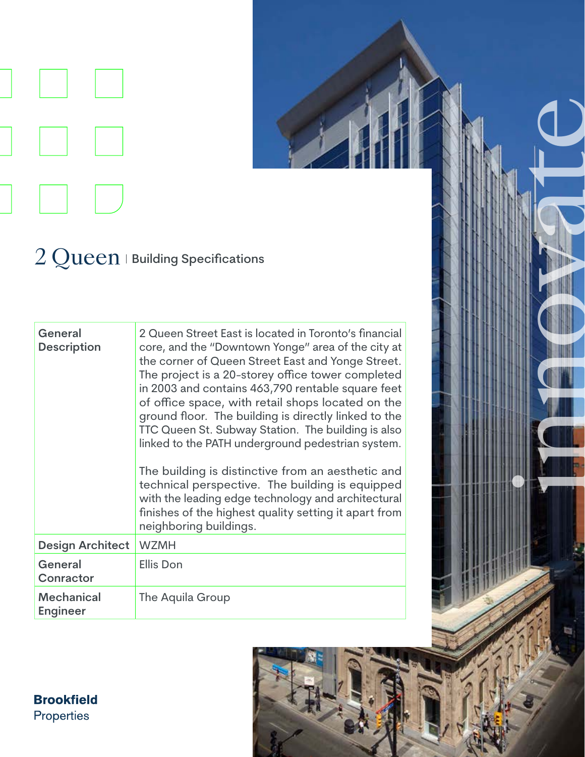# 2 Queen | Building Specifications

| | |
|---|---|
| General Description | 2 Queen Street East is located in Toronto's financial core, and the "Downtown Yonge" area of the city at the corner of Queen Street East and Yonge Street. The project is a 20-storey office tower completed in 2003 and contains 463,790 rentable square feet of office space, with retail shops located on the ground floor. The building is directly linked to the TTC Queen St. Subway Station. The building is also linked to the PATH underground pedestrian system.<br><br>The building is distinctive from an aesthetic and technical perspective. The building is equipped with the leading edge technology and architectural finishes of the highest quality setting it apart from neighboring buildings. |
| Design Architect | WZMH |
| General Conractor | Ellis Don |
| Mechanical Engineer | The Aquila Group |

innovate

**Brookfield**
Properties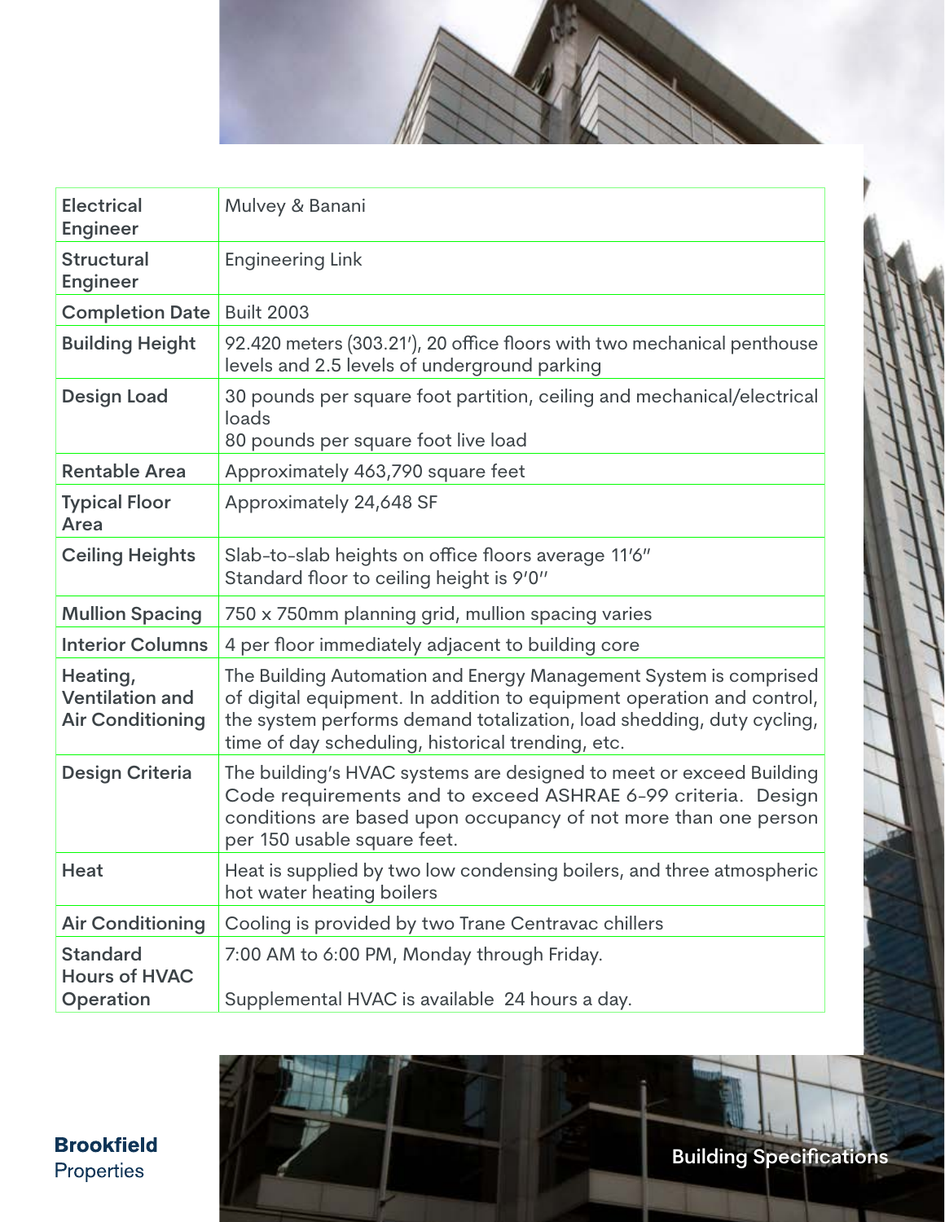| | |
|---|---|
| **Electrical Engineer** | Mulvey & Banani |
| **Structural Engineer** | Engineering Link |
| **Completion Date** | Built 2003 |
| **Building Height** | 92.420 meters (303.21′), 20 office floors with two mechanical penthouse levels and 2.5 levels of underground parking |
| **Design Load** | 30 pounds per square foot partition, ceiling and mechanical/electrical loads<br>80 pounds per square foot live load |
| **Rentable Area** | Approximately 463,790 square feet |
| **Typical Floor Area** | Approximately 24,648 SF |
| **Ceiling Heights** | Slab-to-slab heights on office floors average 11′6″<br>Standard floor to ceiling height is 9′0″ |
| **Mullion Spacing** | 750 x 750mm planning grid, mullion spacing varies |
| **Interior Columns** | 4 per floor immediately adjacent to building core |
| **Heating, Ventilation and Air Conditioning** | The Building Automation and Energy Management System is comprised of digital equipment. In addition to equipment operation and control, the system performs demand totalization, load shedding, duty cycling, time of day scheduling, historical trending, etc. |
| **Design Criteria** | The building's HVAC systems are designed to meet or exceed Building Code requirements and to exceed ASHRAE 6-99 criteria. Design conditions are based upon occupancy of not more than one person per 150 usable square feet. |
| **Heat** | Heat is supplied by two low condensing boilers, and three atmospheric hot water heating boilers |
| **Air Conditioning** | Cooling is provided by two Trane Centravac chillers |
| **Standard Hours of HVAC Operation** | 7:00 AM to 6:00 PM, Monday through Friday.<br><br>Supplemental HVAC is available 24 hours a day. |

**Brookfield** Properties

**Building Specifications**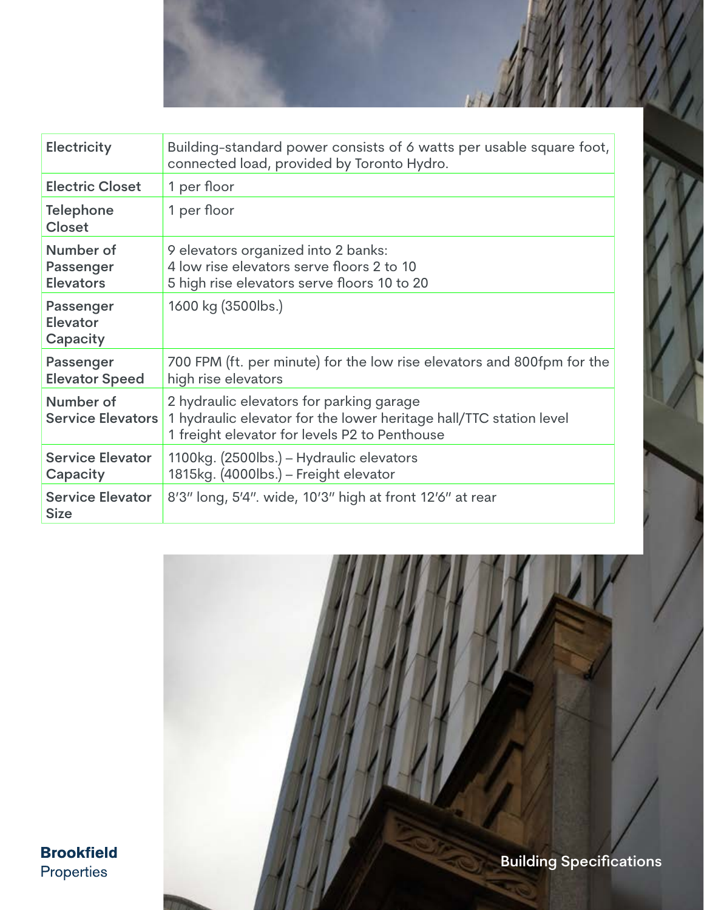| Electricity | Building-standard power consists of 6 watts per usable square foot, connected load, provided by Toronto Hydro. |
|---|---|
| Electric Closet | 1 per floor |
| Telephone Closet | 1 per floor |
| Number of Passenger Elevators | 9 elevators organized into 2 banks:<br>4 low rise elevators serve floors 2 to 10<br>5 high rise elevators serve floors 10 to 20 |
| Passenger Elevator Capacity | 1600 kg (3500lbs.) |
| Passenger Elevator Speed | 700 FPM (ft. per minute) for the low rise elevators and 800fpm for the high rise elevators |
| Number of Service Elevators | 2 hydraulic elevators for parking garage<br>1 hydraulic elevator for the lower heritage hall/TTC station level<br>1 freight elevator for levels P2 to Penthouse |
| Service Elevator Capacity | 1100kg. (2500lbs.) – Hydraulic elevators<br>1815kg. (4000lbs.) – Freight elevator |
| Service Elevator Size | 8′3″ long, 5′4″. wide, 10′3″ high at front 12′6″ at rear |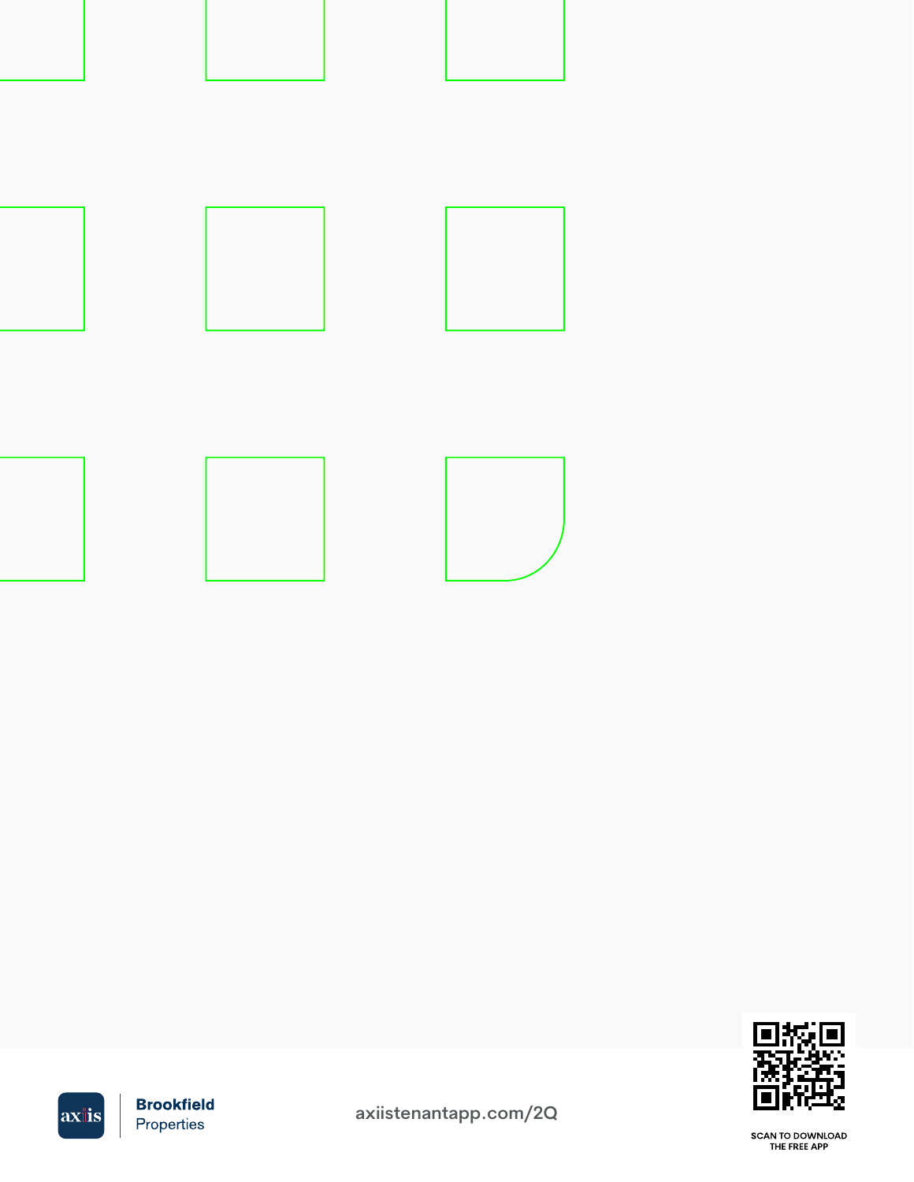axiis | **Brookfield** Properties

axiistenantapp.com/2Q

SCAN TO DOWNLOAD THE FREE APP